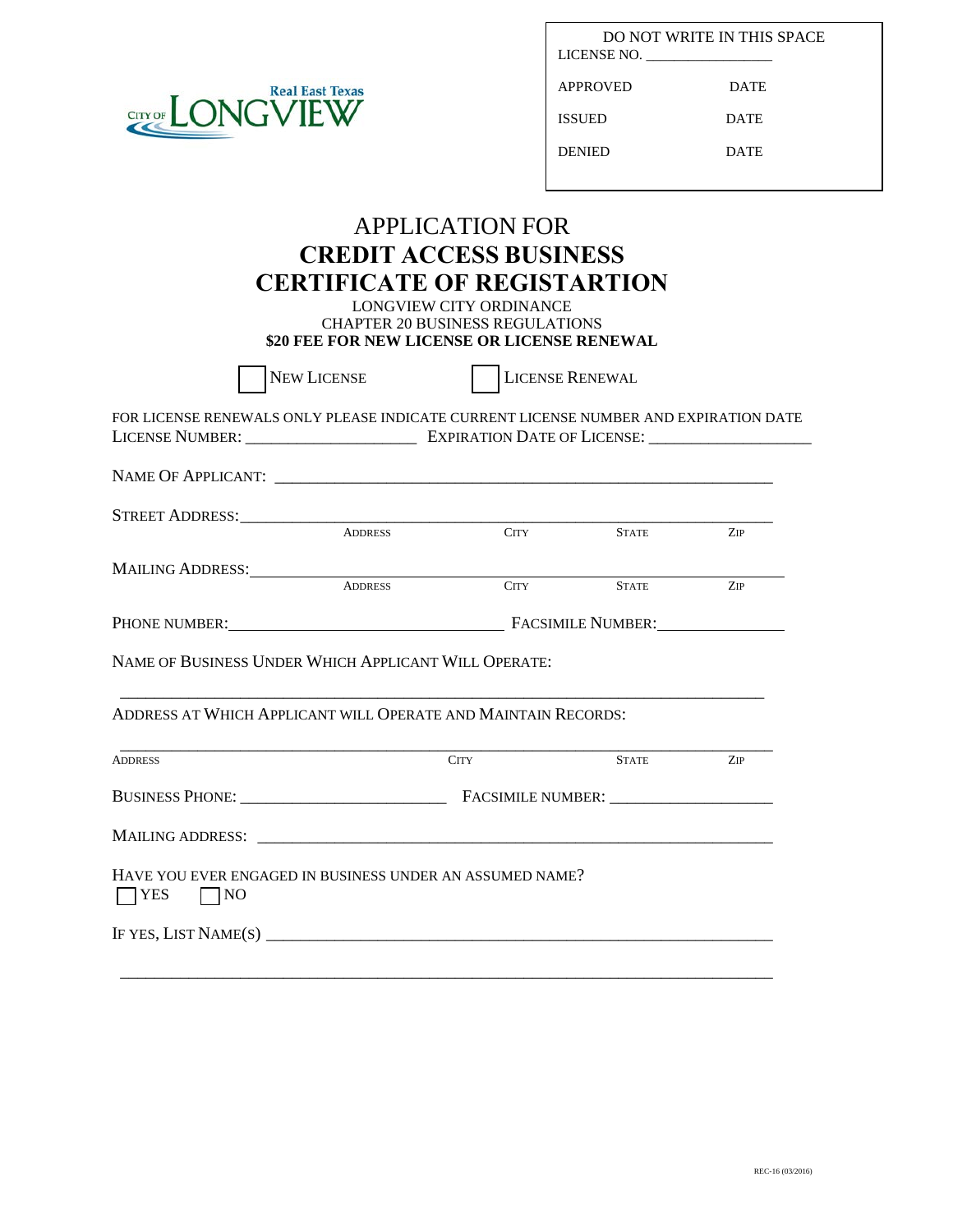CITY OF LONGVIEW Real East Texas

| DO NOT WRITE IN THIS SPACE | |
|---|---|
| LICENSE NO. _______________ | |
| APPROVED | DATE |
| ISSUED | DATE |
| DENIED | DATE |

# APPLICATION FOR
# CREDIT ACCESS BUSINESS CERTIFICATE OF REGISTARTION

LONGVIEW CITY ORDINANCE
CHAPTER 20 BUSINESS REGULATIONS
**$20 FEE FOR NEW LICENSE OR LICENSE RENEWAL**

☐ NEW LICENSE ☐ LICENSE RENEWAL

FOR LICENSE RENEWALS ONLY PLEASE INDICATE CURRENT LICENSE NUMBER AND EXPIRATION DATE
LICENSE NUMBER: ____________________ EXPIRATION DATE OF LICENSE: ____________________

NAME OF APPLICANT: ____________________________________________________________

STREET ADDRESS: ____________________________________________________________
ADDRESS CITY STATE ZIP

MAILING ADDRESS: ____________________________________________________________
ADDRESS CITY STATE ZIP

PHONE NUMBER: ______________________________ FACSIMILE NUMBER: ______________

NAME OF BUSINESS UNDER WHICH APPLICANT WILL OPERATE:

____________________________________________________________

ADDRESS AT WHICH APPLICANT WILL OPERATE AND MAINTAIN RECORDS:

____________________________________________________________
ADDRESS CITY STATE ZIP

BUSINESS PHONE: ________________________ FACSIMILE NUMBER: ____________________

MAILING ADDRESS: ____________________________________________________________

HAVE YOU EVER ENGAGED IN BUSINESS UNDER AN ASSUMED NAME?
☐ YES ☐ NO

IF YES, LIST NAME(S) ____________________________________________________________

____________________________________________________________

REC-16 (03/2016)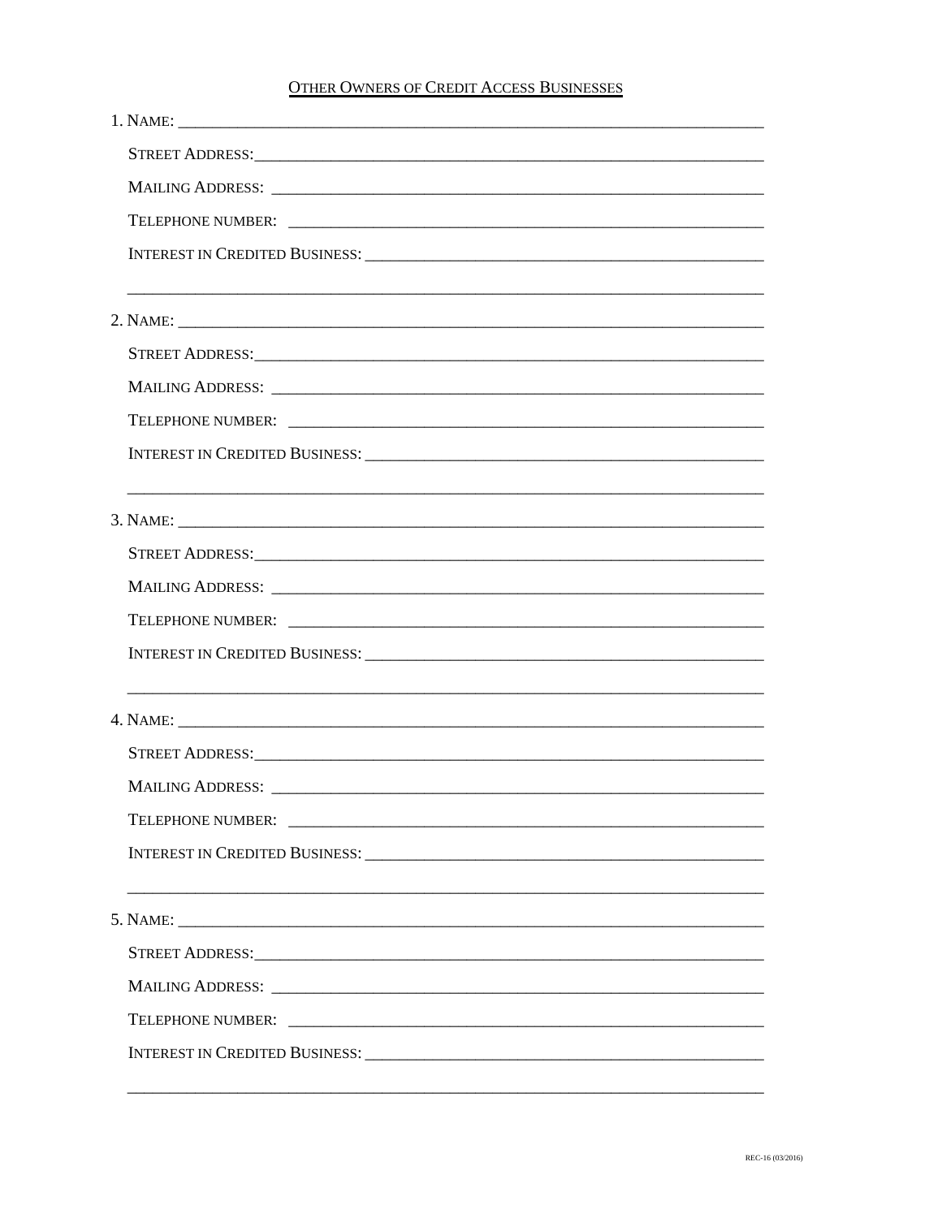## OTHER OWNERS OF CREDIT ACCESS BUSINESSES

1. NAME: ____________________________________________________________________

   STREET ADDRESS:______________________________________________________________

   MAILING ADDRESS: ____________________________________________________________

   TELEPHONE NUMBER: ___________________________________________________________

   INTEREST IN CREDITED BUSINESS: ______________________________________________

   _____________________________________________________________________________

2. NAME: ____________________________________________________________________

   STREET ADDRESS:______________________________________________________________

   MAILING ADDRESS: ____________________________________________________________

   TELEPHONE NUMBER: ___________________________________________________________

   INTEREST IN CREDITED BUSINESS: ______________________________________________

   _____________________________________________________________________________

3. NAME: ____________________________________________________________________

   STREET ADDRESS:______________________________________________________________

   MAILING ADDRESS: ____________________________________________________________

   TELEPHONE NUMBER: ___________________________________________________________

   INTEREST IN CREDITED BUSINESS: ______________________________________________

   _____________________________________________________________________________

4. NAME: ____________________________________________________________________

   STREET ADDRESS:______________________________________________________________

   MAILING ADDRESS: ____________________________________________________________

   TELEPHONE NUMBER: ___________________________________________________________

   INTEREST IN CREDITED BUSINESS: ______________________________________________

   _____________________________________________________________________________

5. NAME: ____________________________________________________________________

   STREET ADDRESS:______________________________________________________________

   MAILING ADDRESS: ____________________________________________________________

   TELEPHONE NUMBER: ___________________________________________________________

   INTEREST IN CREDITED BUSINESS: ______________________________________________

   _____________________________________________________________________________

REC-16 (03/2016)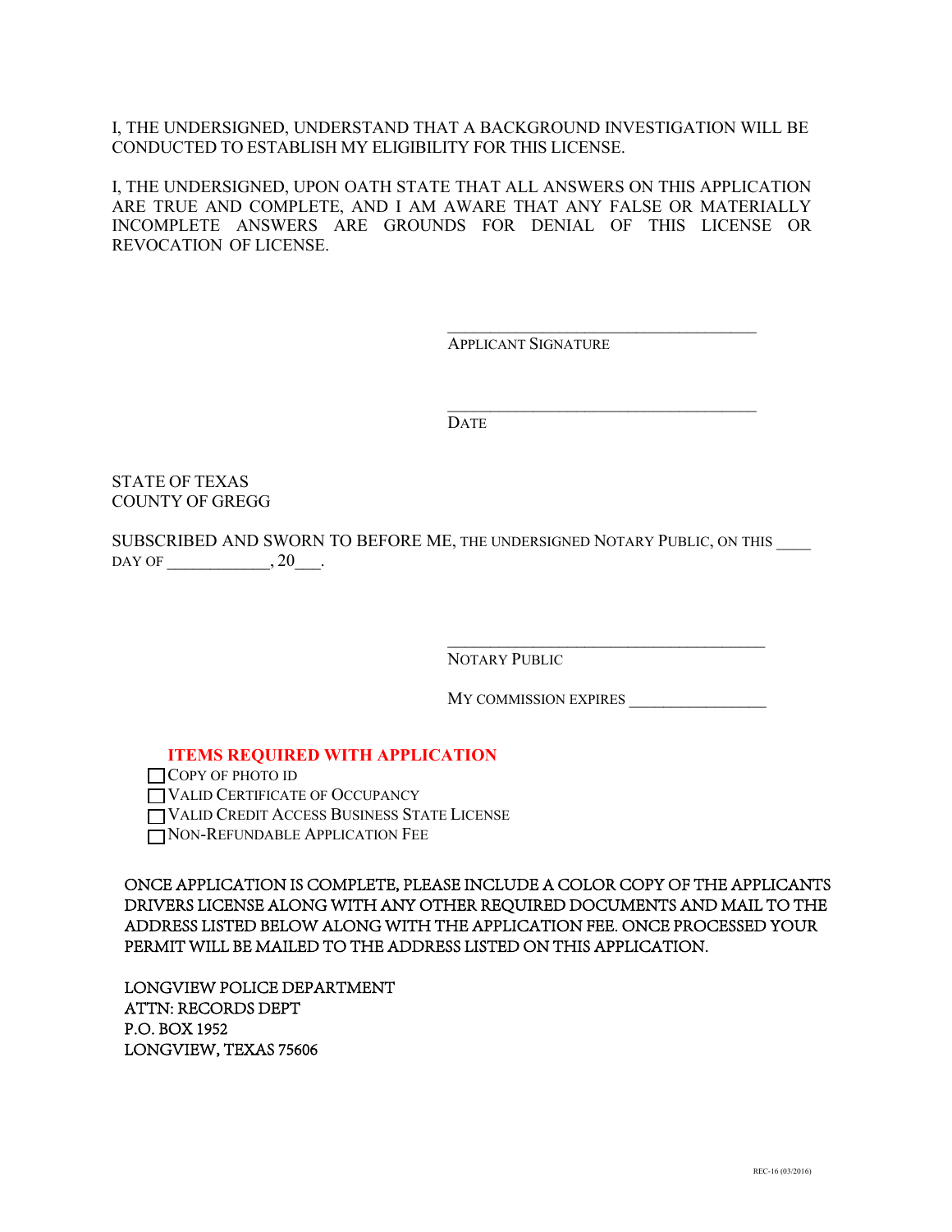I, THE UNDERSIGNED, UNDERSTAND THAT A BACKGROUND INVESTIGATION WILL BE CONDUCTED TO ESTABLISH MY ELIGIBILITY FOR THIS LICENSE.

I, THE UNDERSIGNED, UPON OATH STATE THAT ALL ANSWERS ON THIS APPLICATION ARE TRUE AND COMPLETE, AND I AM AWARE THAT ANY FALSE OR MATERIALLY INCOMPLETE ANSWERS ARE GROUNDS FOR DENIAL OF THIS LICENSE OR REVOCATION OF LICENSE.

______________________________________
APPLICANT SIGNATURE

______________________________________
DATE

STATE OF TEXAS
COUNTY OF GREGG

SUBSCRIBED AND SWORN TO BEFORE ME, THE UNDERSIGNED NOTARY PUBLIC, ON THIS ____ DAY OF ____________, 20___.

______________________________________
NOTARY PUBLIC

MY COMMISSION EXPIRES ________________

**ITEMS REQUIRED WITH APPLICATION**

- ☐ COPY OF PHOTO ID
- ☐ VALID CERTIFICATE OF OCCUPANCY
- ☐ VALID CREDIT ACCESS BUSINESS STATE LICENSE
- ☐ NON-REFUNDABLE APPLICATION FEE

ONCE APPLICATION IS COMPLETE, PLEASE INCLUDE A COLOR COPY OF THE APPLICANTS DRIVERS LICENSE ALONG WITH ANY OTHER REQUIRED DOCUMENTS AND MAIL TO THE ADDRESS LISTED BELOW ALONG WITH THE APPLICATION FEE. ONCE PROCESSED YOUR PERMIT WILL BE MAILED TO THE ADDRESS LISTED ON THIS APPLICATION.

LONGVIEW POLICE DEPARTMENT
ATTN: RECORDS DEPT
P.O. BOX 1952
LONGVIEW, TEXAS 75606

REC-16 (03/2016)